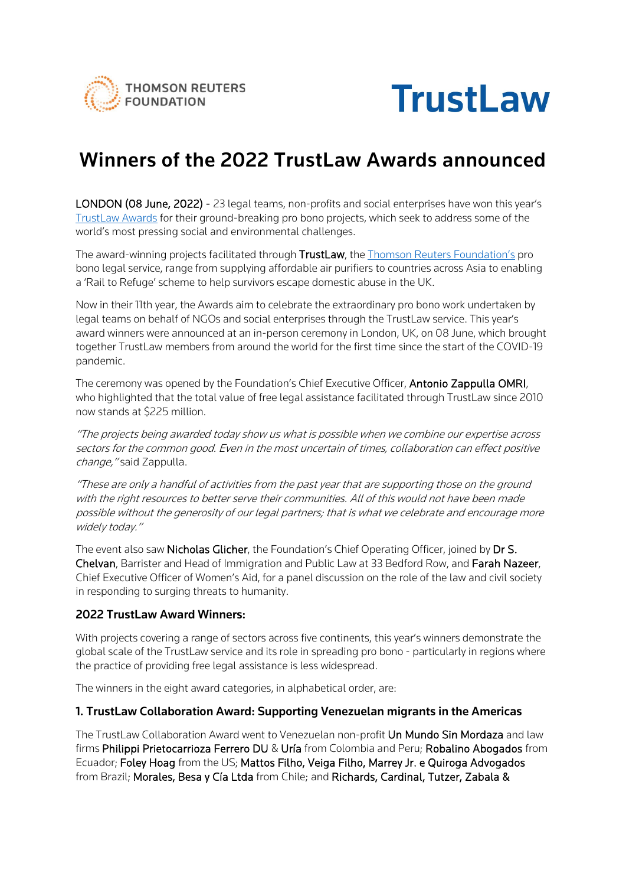THOMSON REUTERS FOUNDATION

TrustLaw

# Winners of the 2022 TrustLaw Awards announced

**LONDON (08 June, 2022) -** 23 legal teams, non-profits and social enterprises have won this year's [TrustLaw Awards] for their ground-breaking pro bono projects, which seek to address some of the world's most pressing social and environmental challenges.

The award-winning projects facilitated through **TrustLaw**, the [Thomson Reuters Foundation's] pro bono legal service, range from supplying affordable air purifiers to countries across Asia to enabling a 'Rail to Refuge' scheme to help survivors escape domestic abuse in the UK.

Now in their 11th year, the Awards aim to celebrate the extraordinary pro bono work undertaken by legal teams on behalf of NGOs and social enterprises through the TrustLaw service. This year's award winners were announced at an in-person ceremony in London, UK, on 08 June, which brought together TrustLaw members from around the world for the first time since the start of the COVID-19 pandemic.

The ceremony was opened by the Foundation's Chief Executive Officer, **Antonio Zappulla OMRI**, who highlighted that the total value of free legal assistance facilitated through TrustLaw since 2010 now stands at $225 million.

*"The projects being awarded today show us what is possible when we combine our expertise across sectors for the common good. Even in the most uncertain of times, collaboration can effect positive change,"* said Zappulla.

*"These are only a handful of activities from the past year that are supporting those on the ground with the right resources to better serve their communities. All of this would not have been made possible without the generosity of our legal partners; that is what we celebrate and encourage more widely today."*

The event also saw **Nicholas Glicher**, the Foundation's Chief Operating Officer, joined by **Dr S. Chelvan**, Barrister and Head of Immigration and Public Law at 33 Bedford Row, and **Farah Nazeer**, Chief Executive Officer of Women's Aid, for a panel discussion on the role of the law and civil society in responding to surging threats to humanity.

### 2022 TrustLaw Award Winners:

With projects covering a range of sectors across five continents, this year's winners demonstrate the global scale of the TrustLaw service and its role in spreading pro bono - particularly in regions where the practice of providing free legal assistance is less widespread.

The winners in the eight award categories, in alphabetical order, are:

### 1. TrustLaw Collaboration Award: Supporting Venezuelan migrants in the Americas

The TrustLaw Collaboration Award went to Venezuelan non-profit **Un Mundo Sin Mordaza** and law firms **Philippi Prietocarrioza Ferrero DU** & **Uría** from Colombia and Peru; **Robalino Abogados** from Ecuador; **Foley Hoag** from the US; **Mattos Filho, Veiga Filho, Marrey Jr. e Quiroga Advogados** from Brazil; **Morales, Besa y Cía Ltda** from Chile; and **Richards, Cardinal, Tutzer, Zabala &**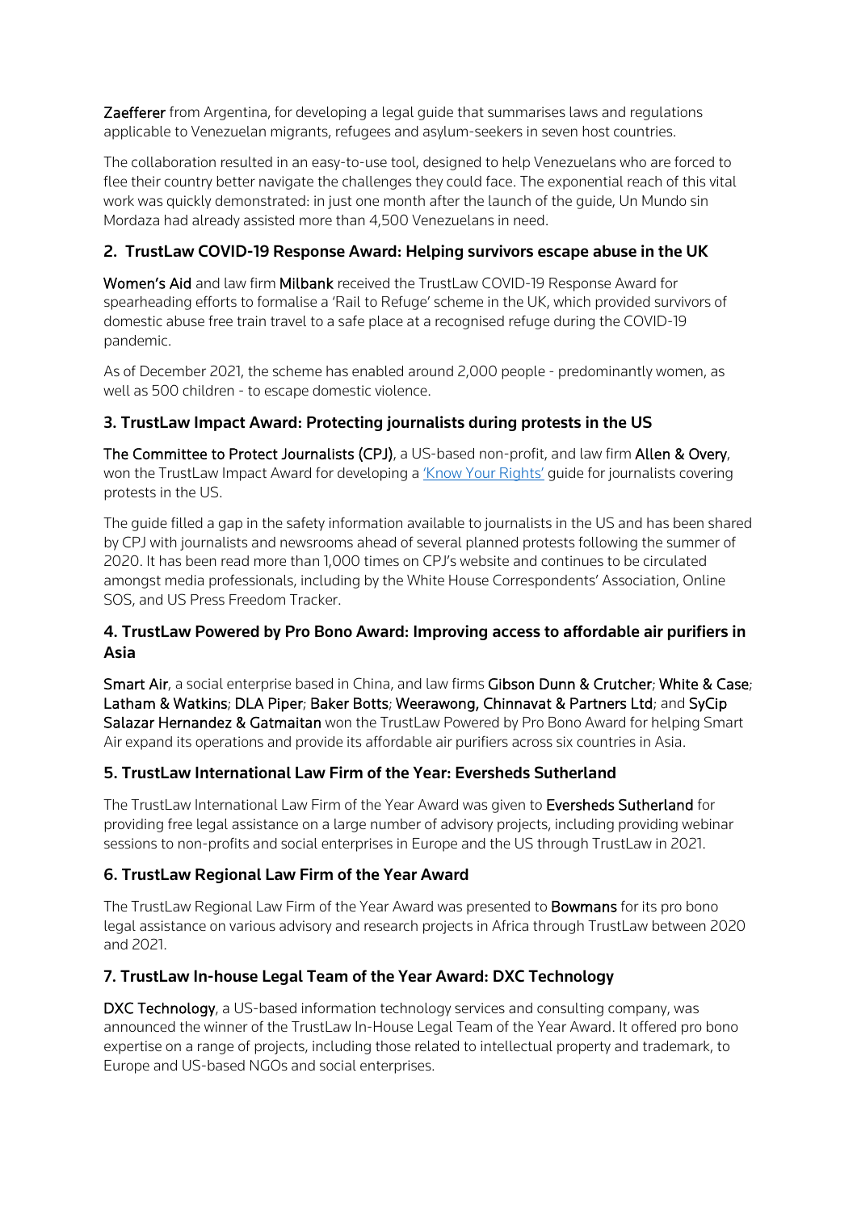**Zaefferer** from Argentina, for developing a legal guide that summarises laws and regulations applicable to Venezuelan migrants, refugees and asylum-seekers in seven host countries.

The collaboration resulted in an easy-to-use tool, designed to help Venezuelans who are forced to flee their country better navigate the challenges they could face. The exponential reach of this vital work was quickly demonstrated: in just one month after the launch of the guide, Un Mundo sin Mordaza had already assisted more than 4,500 Venezuelans in need.

### 2. TrustLaw COVID-19 Response Award: Helping survivors escape abuse in the UK

**Women's Aid** and law firm **Milbank** received the TrustLaw COVID-19 Response Award for spearheading efforts to formalise a 'Rail to Refuge' scheme in the UK, which provided survivors of domestic abuse free train travel to a safe place at a recognised refuge during the COVID-19 pandemic.

As of December 2021, the scheme has enabled around 2,000 people - predominantly women, as well as 500 children - to escape domestic violence.

### 3. TrustLaw Impact Award: Protecting journalists during protests in the US

**The Committee to Protect Journalists (CPJ)**, a US-based non-profit, and law firm **Allen & Overy**, won the TrustLaw Impact Award for developing a 'Know Your Rights' guide for journalists covering protests in the US.

The guide filled a gap in the safety information available to journalists in the US and has been shared by CPJ with journalists and newsrooms ahead of several planned protests following the summer of 2020. It has been read more than 1,000 times on CPJ's website and continues to be circulated amongst media professionals, including by the White House Correspondents' Association, Online SOS, and US Press Freedom Tracker.

### 4. TrustLaw Powered by Pro Bono Award: Improving access to affordable air purifiers in Asia

**Smart Air**, a social enterprise based in China, and law firms **Gibson Dunn & Crutcher**; **White & Case**; **Latham & Watkins**; **DLA Piper**; **Baker Botts**; **Weerawong, Chinnavat & Partners Ltd**; and **SyCip Salazar Hernandez & Gatmaitan** won the TrustLaw Powered by Pro Bono Award for helping Smart Air expand its operations and provide its affordable air purifiers across six countries in Asia.

### 5. TrustLaw International Law Firm of the Year: Eversheds Sutherland

The TrustLaw International Law Firm of the Year Award was given to **Eversheds Sutherland** for providing free legal assistance on a large number of advisory projects, including providing webinar sessions to non-profits and social enterprises in Europe and the US through TrustLaw in 2021.

### 6. TrustLaw Regional Law Firm of the Year Award

The TrustLaw Regional Law Firm of the Year Award was presented to **Bowmans** for its pro bono legal assistance on various advisory and research projects in Africa through TrustLaw between 2020 and 2021.

### 7. TrustLaw In-house Legal Team of the Year Award: DXC Technology

**DXC Technology**, a US-based information technology services and consulting company, was announced the winner of the TrustLaw In-House Legal Team of the Year Award. It offered pro bono expertise on a range of projects, including those related to intellectual property and trademark, to Europe and US-based NGOs and social enterprises.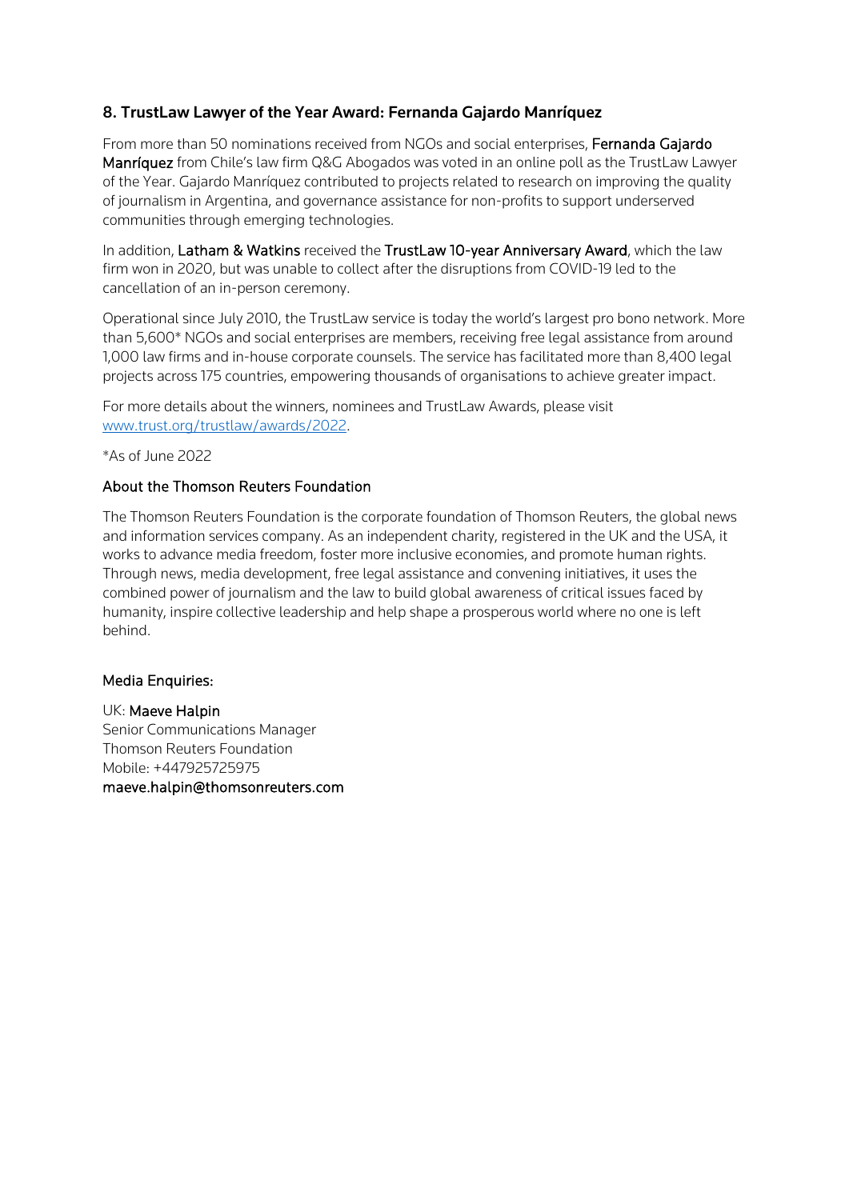### 8. TrustLaw Lawyer of the Year Award: Fernanda Gajardo Manríquez

From more than 50 nominations received from NGOs and social enterprises, **Fernanda Gajardo Manríquez** from Chile's law firm Q&G Abogados was voted in an online poll as the TrustLaw Lawyer of the Year. Gajardo Manríquez contributed to projects related to research on improving the quality of journalism in Argentina, and governance assistance for non-profits to support underserved communities through emerging technologies.

In addition, **Latham & Watkins** received the **TrustLaw 10-year Anniversary Award**, which the law firm won in 2020, but was unable to collect after the disruptions from COVID-19 led to the cancellation of an in-person ceremony.

Operational since July 2010, the TrustLaw service is today the world's largest pro bono network. More than 5,600* NGOs and social enterprises are members, receiving free legal assistance from around 1,000 law firms and in-house corporate counsels. The service has facilitated more than 8,400 legal projects across 175 countries, empowering thousands of organisations to achieve greater impact.

For more details about the winners, nominees and TrustLaw Awards, please visit [www.trust.org/trustlaw/awards/2022](www.trust.org/trustlaw/awards/2022).

*As of June 2022

**About the Thomson Reuters Foundation**

The Thomson Reuters Foundation is the corporate foundation of Thomson Reuters, the global news and information services company. As an independent charity, registered in the UK and the USA, it works to advance media freedom, foster more inclusive economies, and promote human rights. Through news, media development, free legal assistance and convening initiatives, it uses the combined power of journalism and the law to build global awareness of critical issues faced by humanity, inspire collective leadership and help shape a prosperous world where no one is left behind.

**Media Enquiries:**

UK: **Maeve Halpin**
Senior Communications Manager
Thomson Reuters Foundation
Mobile: +447925725975
**maeve.halpin@thomsonreuters.com**